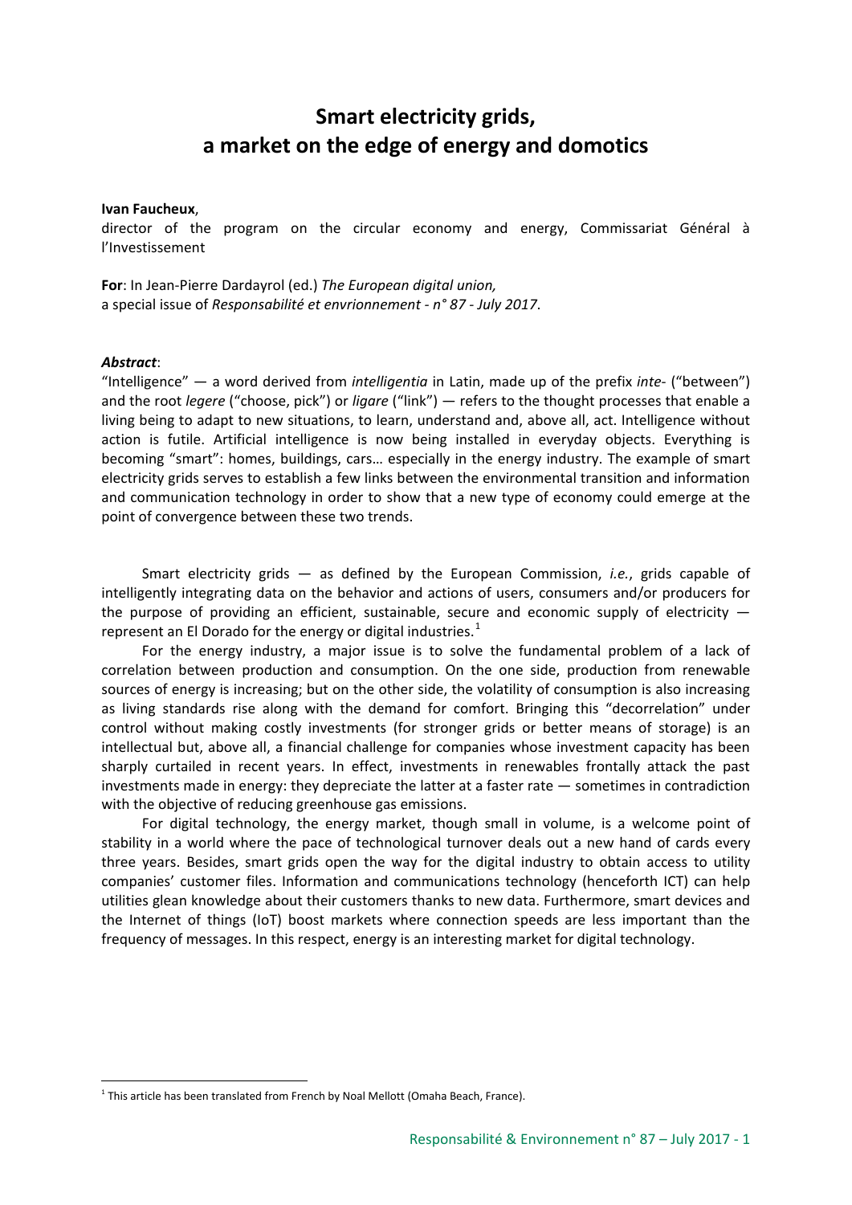# Smart electricity grids, a market on the edge of energy and domotics

**Ivan Faucheux**,
director of the program on the circular economy and energy, Commissariat Général à l'Investissement

**For**: In Jean-Pierre Dardayrol (ed.) *The European digital union,*
a special issue of *Responsabilité et envrionnement - n° 87 - July 2017*.

***Abstract***:
"Intelligence" — a word derived from *intelligentia* in Latin, made up of the prefix *inte-* ("between") and the root *legere* ("choose, pick") or *ligare* ("link") — refers to the thought processes that enable a living being to adapt to new situations, to learn, understand and, above all, act. Intelligence without action is futile. Artificial intelligence is now being installed in everyday objects. Everything is becoming "smart": homes, buildings, cars… especially in the energy industry. The example of smart electricity grids serves to establish a few links between the environmental transition and information and communication technology in order to show that a new type of economy could emerge at the point of convergence between these two trends.

Smart electricity grids — as defined by the European Commission, *i.e.*, grids capable of intelligently integrating data on the behavior and actions of users, consumers and/or producers for the purpose of providing an efficient, sustainable, secure and economic supply of electricity — represent an El Dorado for the energy or digital industries.[1]

For the energy industry, a major issue is to solve the fundamental problem of a lack of correlation between production and consumption. On the one side, production from renewable sources of energy is increasing; but on the other side, the volatility of consumption is also increasing as living standards rise along with the demand for comfort. Bringing this "decorrelation" under control without making costly investments (for stronger grids or better means of storage) is an intellectual but, above all, a financial challenge for companies whose investment capacity has been sharply curtailed in recent years. In effect, investments in renewables frontally attack the past investments made in energy: they depreciate the latter at a faster rate — sometimes in contradiction with the objective of reducing greenhouse gas emissions.

For digital technology, the energy market, though small in volume, is a welcome point of stability in a world where the pace of technological turnover deals out a new hand of cards every three years. Besides, smart grids open the way for the digital industry to obtain access to utility companies' customer files. Information and communications technology (henceforth ICT) can help utilities glean knowledge about their customers thanks to new data. Furthermore, smart devices and the Internet of things (IoT) boost markets where connection speeds are less important than the frequency of messages. In this respect, energy is an interesting market for digital technology.

---

[1] This article has been translated from French by Noal Mellott (Omaha Beach, France).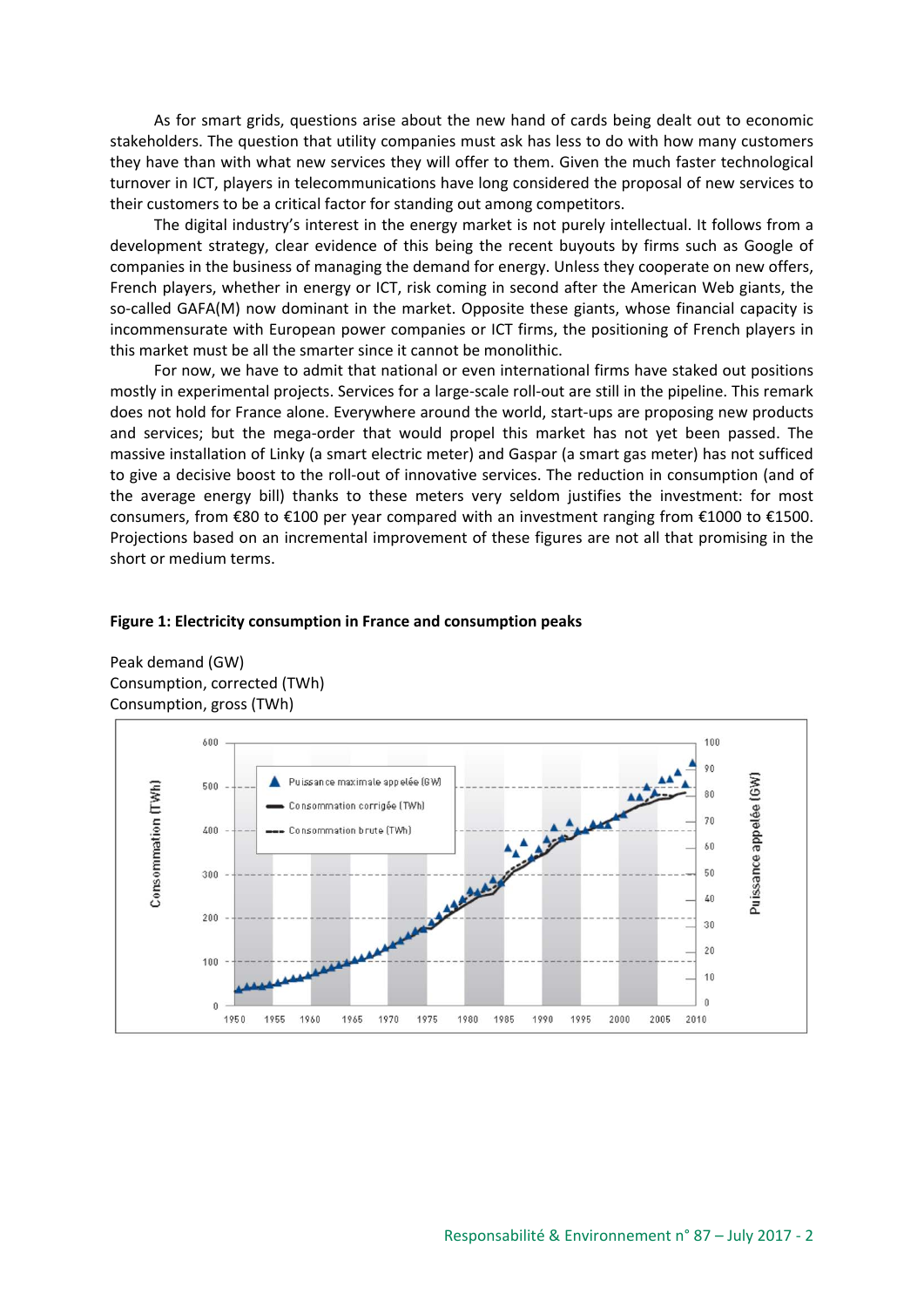As for smart grids, questions arise about the new hand of cards being dealt out to economic stakeholders. The question that utility companies must ask has less to do with how many customers they have than with what new services they will offer to them. Given the much faster technological turnover in ICT, players in telecommunications have long considered the proposal of new services to their customers to be a critical factor for standing out among competitors.

The digital industry's interest in the energy market is not purely intellectual. It follows from a development strategy, clear evidence of this being the recent buyouts by firms such as Google of companies in the business of managing the demand for energy. Unless they cooperate on new offers, French players, whether in energy or ICT, risk coming in second after the American Web giants, the so-called GAFA(M) now dominant in the market. Opposite these giants, whose financial capacity is incommensurate with European power companies or ICT firms, the positioning of French players in this market must be all the smarter since it cannot be monolithic.

For now, we have to admit that national or even international firms have staked out positions mostly in experimental projects. Services for a large-scale roll-out are still in the pipeline. This remark does not hold for France alone. Everywhere around the world, start-ups are proposing new products and services; but the mega-order that would propel this market has not yet been passed. The massive installation of Linky (a smart electric meter) and Gaspar (a smart gas meter) has not sufficed to give a decisive boost to the roll-out of innovative services. The reduction in consumption (and of the average energy bill) thanks to these meters very seldom justifies the investment: for most consumers, from €80 to €100 per year compared with an investment ranging from €1000 to €1500. Projections based on an incremental improvement of these figures are not all that promising in the short or medium terms.

**Figure 1: Electricity consumption in France and consumption peaks**

Peak demand (GW)
Consumption, corrected (TWh)
Consumption, gross (TWh)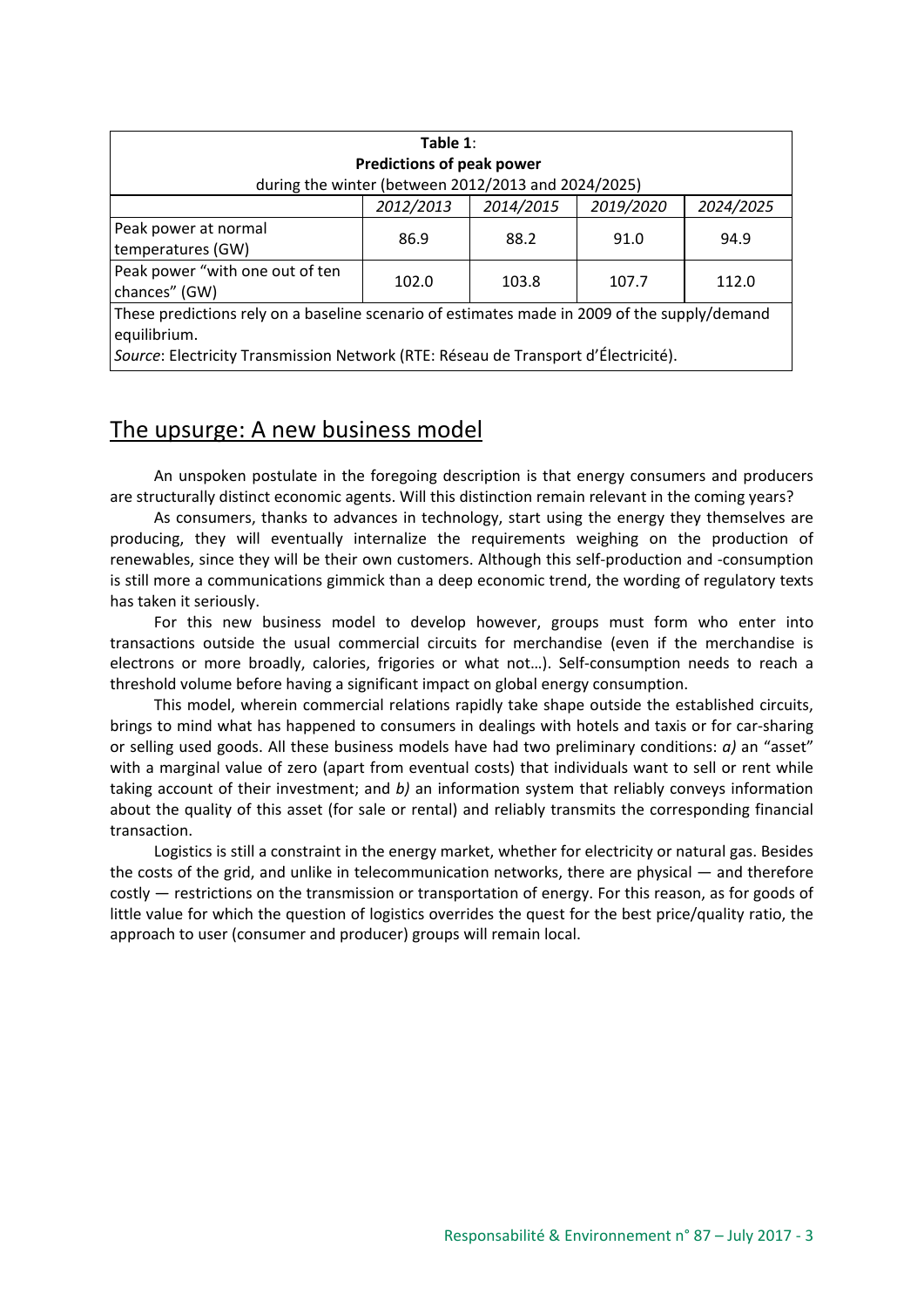**Table 1**:
**Predictions of peak power**
during the winter (between 2012/2013 and 2024/2025)

| | *2012/2013* | *2014/2015* | *2019/2020* | *2024/2025* |
|---|---|---|---|---|
| Peak power at normal temperatures (GW) | 86.9 | 88.2 | 91.0 | 94.9 |
| Peak power "with one out of ten chances" (GW) | 102.0 | 103.8 | 107.7 | 112.0 |

These predictions rely on a baseline scenario of estimates made in 2009 of the supply/demand equilibrium.
*Source*: Electricity Transmission Network (RTE: Réseau de Transport d'Électricité).

## The upsurge: A new business model

An unspoken postulate in the foregoing description is that energy consumers and producers are structurally distinct economic agents. Will this distinction remain relevant in the coming years?

As consumers, thanks to advances in technology, start using the energy they themselves are producing, they will eventually internalize the requirements weighing on the production of renewables, since they will be their own customers. Although this self-production and -consumption is still more a communications gimmick than a deep economic trend, the wording of regulatory texts has taken it seriously.

For this new business model to develop however, groups must form who enter into transactions outside the usual commercial circuits for merchandise (even if the merchandise is electrons or more broadly, calories, frigories or what not…). Self-consumption needs to reach a threshold volume before having a significant impact on global energy consumption.

This model, wherein commercial relations rapidly take shape outside the established circuits, brings to mind what has happened to consumers in dealings with hotels and taxis or for car-sharing or selling used goods. All these business models have had two preliminary conditions: *a)* an "asset" with a marginal value of zero (apart from eventual costs) that individuals want to sell or rent while taking account of their investment; and *b)* an information system that reliably conveys information about the quality of this asset (for sale or rental) and reliably transmits the corresponding financial transaction.

Logistics is still a constraint in the energy market, whether for electricity or natural gas. Besides the costs of the grid, and unlike in telecommunication networks, there are physical — and therefore costly — restrictions on the transmission or transportation of energy. For this reason, as for goods of little value for which the question of logistics overrides the quest for the best price/quality ratio, the approach to user (consumer and producer) groups will remain local.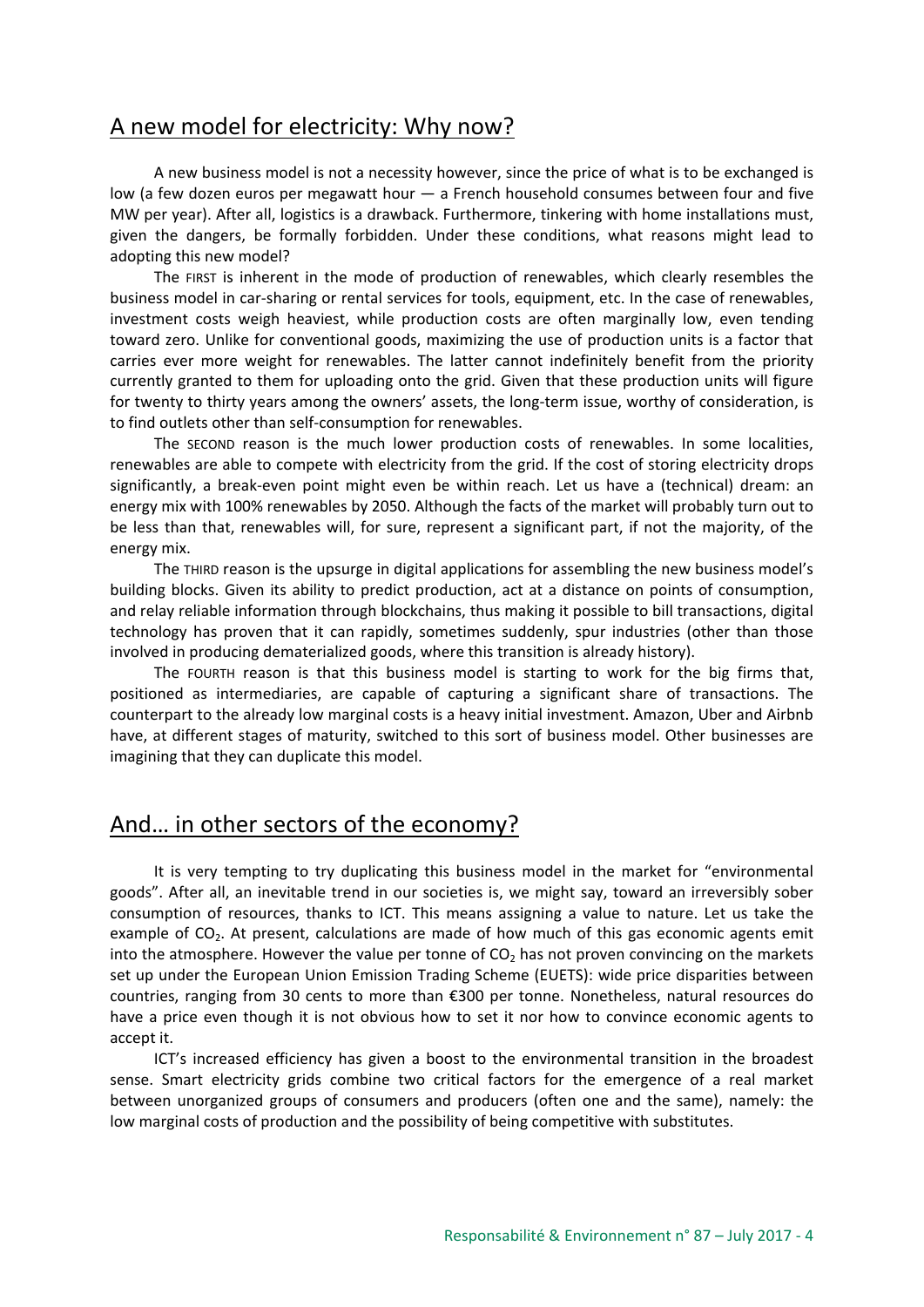## A new model for electricity: Why now?

A new business model is not a necessity however, since the price of what is to be exchanged is low (a few dozen euros per megawatt hour — a French household consumes between four and five MW per year). After all, logistics is a drawback. Furthermore, tinkering with home installations must, given the dangers, be formally forbidden. Under these conditions, what reasons might lead to adopting this new model?

The FIRST is inherent in the mode of production of renewables, which clearly resembles the business model in car-sharing or rental services for tools, equipment, etc. In the case of renewables, investment costs weigh heaviest, while production costs are often marginally low, even tending toward zero. Unlike for conventional goods, maximizing the use of production units is a factor that carries ever more weight for renewables. The latter cannot indefinitely benefit from the priority currently granted to them for uploading onto the grid. Given that these production units will figure for twenty to thirty years among the owners' assets, the long-term issue, worthy of consideration, is to find outlets other than self-consumption for renewables.

The SECOND reason is the much lower production costs of renewables. In some localities, renewables are able to compete with electricity from the grid. If the cost of storing electricity drops significantly, a break-even point might even be within reach. Let us have a (technical) dream: an energy mix with 100% renewables by 2050. Although the facts of the market will probably turn out to be less than that, renewables will, for sure, represent a significant part, if not the majority, of the energy mix.

The THIRD reason is the upsurge in digital applications for assembling the new business model's building blocks. Given its ability to predict production, act at a distance on points of consumption, and relay reliable information through blockchains, thus making it possible to bill transactions, digital technology has proven that it can rapidly, sometimes suddenly, spur industries (other than those involved in producing dematerialized goods, where this transition is already history).

The FOURTH reason is that this business model is starting to work for the big firms that, positioned as intermediaries, are capable of capturing a significant share of transactions. The counterpart to the already low marginal costs is a heavy initial investment. Amazon, Uber and Airbnb have, at different stages of maturity, switched to this sort of business model. Other businesses are imagining that they can duplicate this model.

## And… in other sectors of the economy?

It is very tempting to try duplicating this business model in the market for "environmental goods". After all, an inevitable trend in our societies is, we might say, toward an irreversibly sober consumption of resources, thanks to ICT. This means assigning a value to nature. Let us take the example of $CO_2$. At present, calculations are made of how much of this gas economic agents emit into the atmosphere. However the value per tonne of $CO_2$ has not proven convincing on the markets set up under the European Union Emission Trading Scheme (EUETS): wide price disparities between countries, ranging from 30 cents to more than €300 per tonne. Nonetheless, natural resources do have a price even though it is not obvious how to set it nor how to convince economic agents to accept it.

ICT's increased efficiency has given a boost to the environmental transition in the broadest sense. Smart electricity grids combine two critical factors for the emergence of a real market between unorganized groups of consumers and producers (often one and the same), namely: the low marginal costs of production and the possibility of being competitive with substitutes.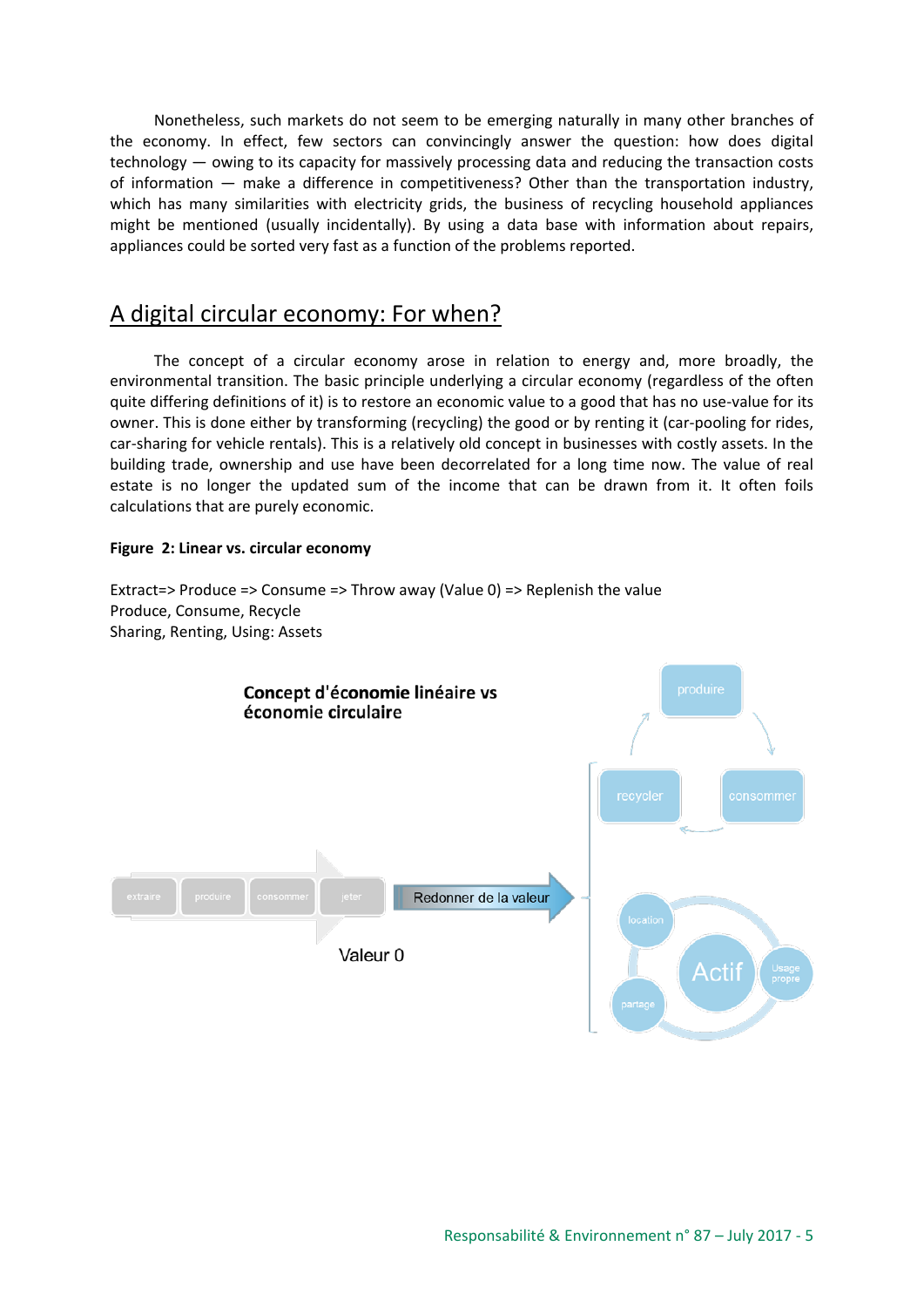Nonetheless, such markets do not seem to be emerging naturally in many other branches of the economy. In effect, few sectors can convincingly answer the question: how does digital technology — owing to its capacity for massively processing data and reducing the transaction costs of information — make a difference in competitiveness? Other than the transportation industry, which has many similarities with electricity grids, the business of recycling household appliances might be mentioned (usually incidentally). By using a data base with information about repairs, appliances could be sorted very fast as a function of the problems reported.

## A digital circular economy: For when?

The concept of a circular economy arose in relation to energy and, more broadly, the environmental transition. The basic principle underlying a circular economy (regardless of the often quite differing definitions of it) is to restore an economic value to a good that has no use-value for its owner. This is done either by transforming (recycling) the good or by renting it (car-pooling for rides, car-sharing for vehicle rentals). This is a relatively old concept in businesses with costly assets. In the building trade, ownership and use have been decorrelated for a long time now. The value of real estate is no longer the updated sum of the income that can be drawn from it. It often foils calculations that are purely economic.

**Figure 2: Linear vs. circular economy**

Extract=> Produce => Consume => Throw away (Value 0) => Replenish the value
Produce, Consume, Recycle
Sharing, Renting, Using: Assets

**Concept d'économie linéaire vs économie circulaire**

extraire – produire – consommer – jeter → Redonner de la valeur

Valeur 0

produire – consommer – recycler

location – partage – Usage propre – Actif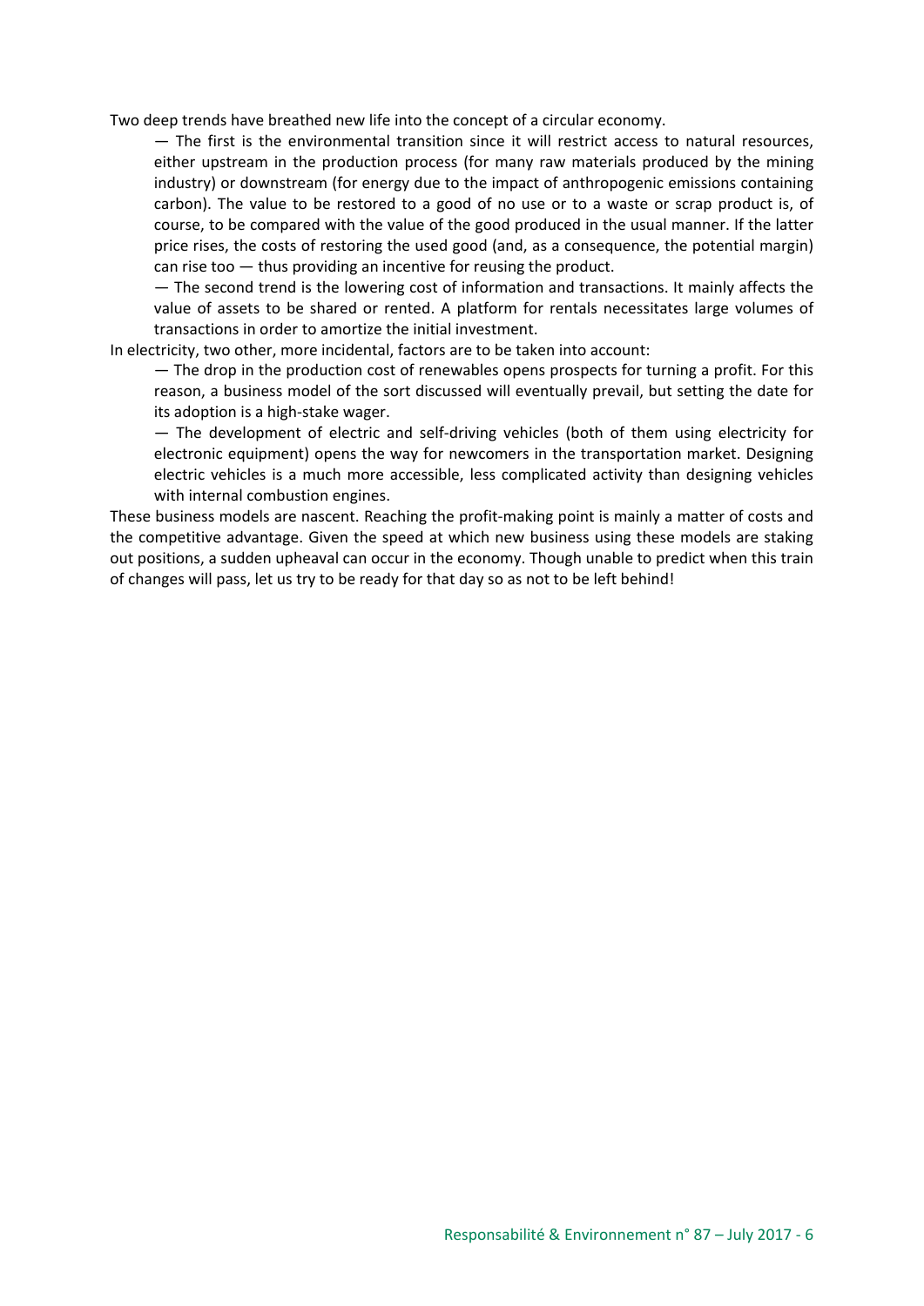Two deep trends have breathed new life into the concept of a circular economy.

— The first is the environmental transition since it will restrict access to natural resources, either upstream in the production process (for many raw materials produced by the mining industry) or downstream (for energy due to the impact of anthropogenic emissions containing carbon). The value to be restored to a good of no use or to a waste or scrap product is, of course, to be compared with the value of the good produced in the usual manner. If the latter price rises, the costs of restoring the used good (and, as a consequence, the potential margin) can rise too — thus providing an incentive for reusing the product.

— The second trend is the lowering cost of information and transactions. It mainly affects the value of assets to be shared or rented. A platform for rentals necessitates large volumes of transactions in order to amortize the initial investment.

In electricity, two other, more incidental, factors are to be taken into account:

— The drop in the production cost of renewables opens prospects for turning a profit. For this reason, a business model of the sort discussed will eventually prevail, but setting the date for its adoption is a high-stake wager.

— The development of electric and self-driving vehicles (both of them using electricity for electronic equipment) opens the way for newcomers in the transportation market. Designing electric vehicles is a much more accessible, less complicated activity than designing vehicles with internal combustion engines.

These business models are nascent. Reaching the profit-making point is mainly a matter of costs and the competitive advantage. Given the speed at which new business using these models are staking out positions, a sudden upheaval can occur in the economy. Though unable to predict when this train of changes will pass, let us try to be ready for that day so as not to be left behind!